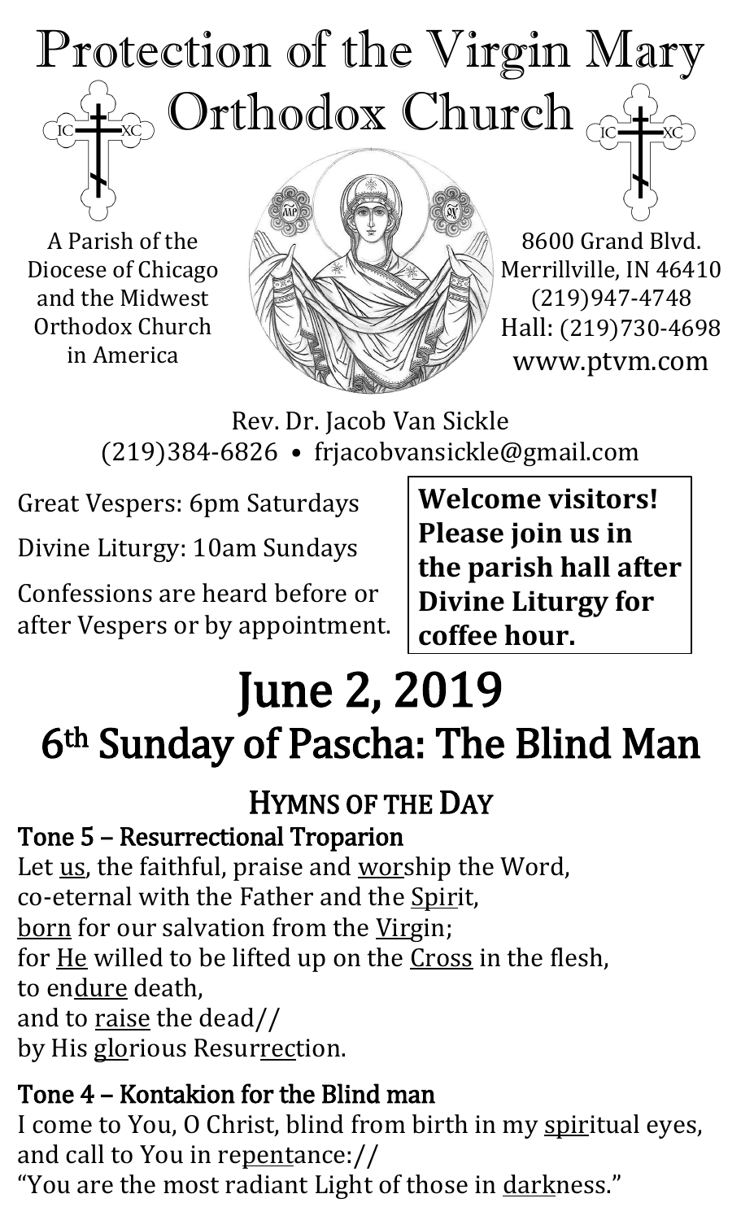# Protection of the Virgin Mary Orthodox Church

A Parish of the Diocese of Chicago and the Midwest Orthodox Church in America

8600 Grand Blvd.
Merrillville, IN 46410
(219)947-4748
Hall: (219)730-4698
www.ptvm.com

Rev. Dr. Jacob Van Sickle
(219)384-6826 • frjacobvansickle@gmail.com

Great Vespers: 6pm Saturdays

Divine Liturgy: 10am Sundays

Confessions are heard before or after Vespers or by appointment.

**Welcome visitors! Please join us in the parish hall after Divine Liturgy for coffee hour.**

# June 2, 2019

# 6th Sunday of Pascha: The Blind Man

## Hymns of the Day

### Tone 5 – Resurrectional Troparion

Let us, the faithful, praise and worship the Word,
co-eternal with the Father and the Spirit,
born for our salvation from the Virgin;
for He willed to be lifted up on the Cross in the flesh,
to endure death,
and to raise the dead//
by His glorious Resurrection.

### Tone 4 – Kontakion for the Blind man

I come to You, O Christ, blind from birth in my spiritual eyes,
and call to You in repentance://
"You are the most radiant Light of those in darkness."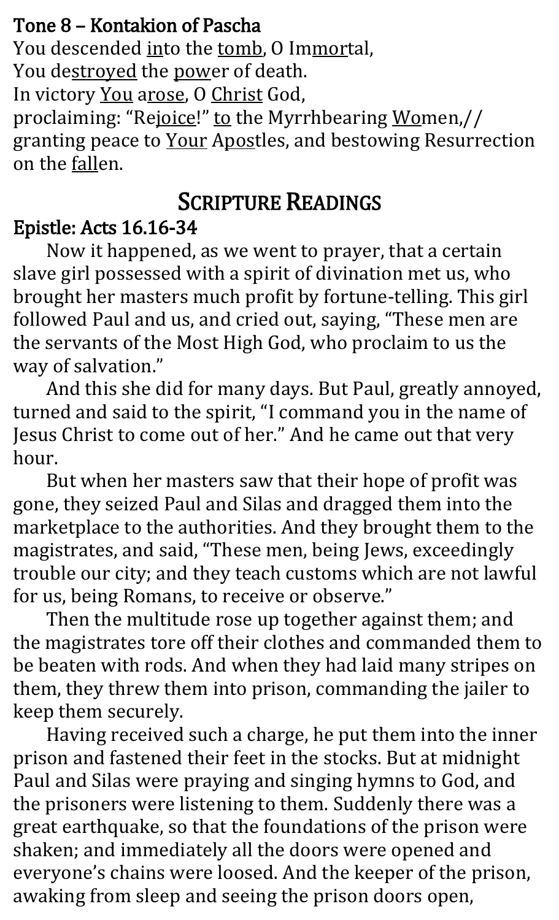**Tone 8 – Kontakion of Pascha**

You descended into the tomb, O Immortal,
You destroyed the power of death.
In victory You arose, O Christ God,
proclaiming: "Rejoice!" to the Myrrhbearing Women,//
granting peace to Your Apostles, and bestowing Resurrection on the fallen.

## Scripture Readings

**Epistle: Acts 16.16-34**

Now it happened, as we went to prayer, that a certain slave girl possessed with a spirit of divination met us, who brought her masters much profit by fortune-telling. This girl followed Paul and us, and cried out, saying, "These men are the servants of the Most High God, who proclaim to us the way of salvation."

And this she did for many days. But Paul, greatly annoyed, turned and said to the spirit, "I command you in the name of Jesus Christ to come out of her." And he came out that very hour.

But when her masters saw that their hope of profit was gone, they seized Paul and Silas and dragged them into the marketplace to the authorities. And they brought them to the magistrates, and said, "These men, being Jews, exceedingly trouble our city; and they teach customs which are not lawful for us, being Romans, to receive or observe."

Then the multitude rose up together against them; and the magistrates tore off their clothes and commanded them to be beaten with rods. And when they had laid many stripes on them, they threw them into prison, commanding the jailer to keep them securely.

Having received such a charge, he put them into the inner prison and fastened their feet in the stocks. But at midnight Paul and Silas were praying and singing hymns to God, and the prisoners were listening to them. Suddenly there was a great earthquake, so that the foundations of the prison were shaken; and immediately all the doors were opened and everyone's chains were loosed. And the keeper of the prison, awaking from sleep and seeing the prison doors open,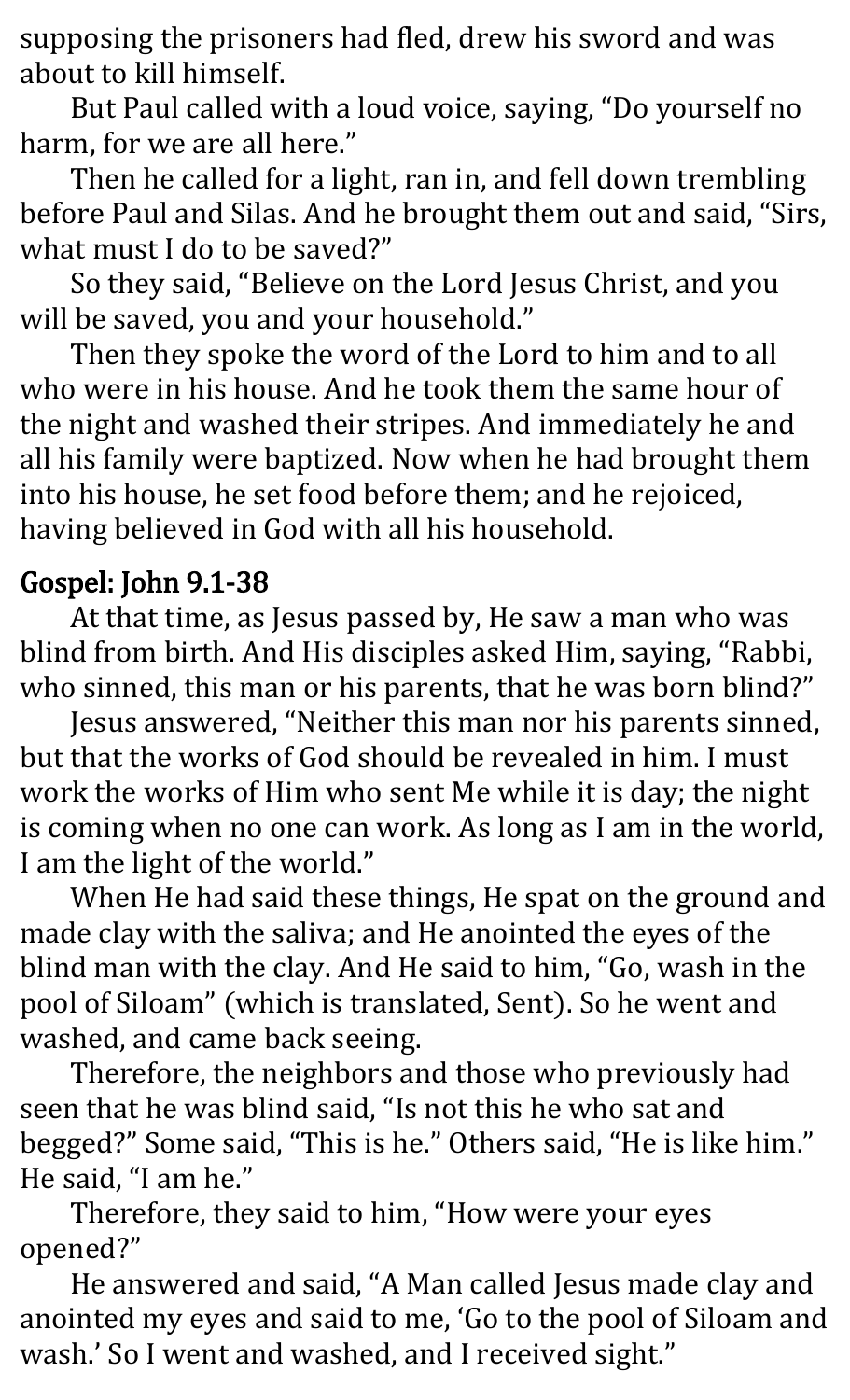supposing the prisoners had fled, drew his sword and was about to kill himself.

But Paul called with a loud voice, saying, “Do yourself no harm, for we are all here.”

Then he called for a light, ran in, and fell down trembling before Paul and Silas. And he brought them out and said, “Sirs, what must I do to be saved?”

So they said, “Believe on the Lord Jesus Christ, and you will be saved, you and your household.”

Then they spoke the word of the Lord to him and to all who were in his house. And he took them the same hour of the night and washed their stripes. And immediately he and all his family were baptized. Now when he had brought them into his house, he set food before them; and he rejoiced, having believed in God with all his household.

### Gospel: John 9.1-38

At that time, as Jesus passed by, He saw a man who was blind from birth. And His disciples asked Him, saying, “Rabbi, who sinned, this man or his parents, that he was born blind?”

Jesus answered, “Neither this man nor his parents sinned, but that the works of God should be revealed in him. I must work the works of Him who sent Me while it is day; the night is coming when no one can work. As long as I am in the world, I am the light of the world.”

When He had said these things, He spat on the ground and made clay with the saliva; and He anointed the eyes of the blind man with the clay. And He said to him, “Go, wash in the pool of Siloam” (which is translated, Sent). So he went and washed, and came back seeing.

Therefore, the neighbors and those who previously had seen that he was blind said, “Is not this he who sat and begged?” Some said, “This is he.” Others said, “He is like him.” He said, “I am he.”

Therefore, they said to him, “How were your eyes opened?”

He answered and said, “A Man called Jesus made clay and anointed my eyes and said to me, ‘Go to the pool of Siloam and wash.’ So I went and washed, and I received sight.”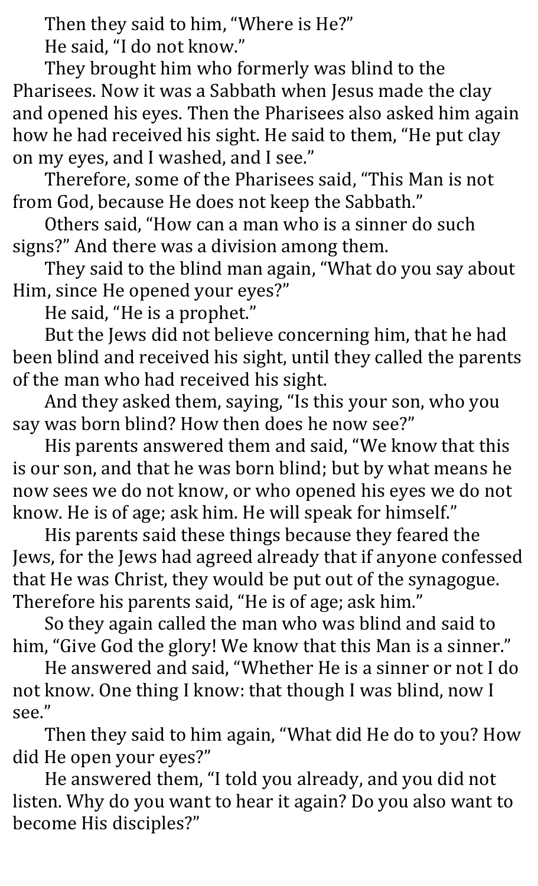Then they said to him, "Where is He?"

He said, "I do not know."

They brought him who formerly was blind to the Pharisees. Now it was a Sabbath when Jesus made the clay and opened his eyes. Then the Pharisees also asked him again how he had received his sight. He said to them, "He put clay on my eyes, and I washed, and I see."

Therefore, some of the Pharisees said, "This Man is not from God, because He does not keep the Sabbath."

Others said, "How can a man who is a sinner do such signs?" And there was a division among them.

They said to the blind man again, "What do you say about Him, since He opened your eyes?"

He said, "He is a prophet."

But the Jews did not believe concerning him, that he had been blind and received his sight, until they called the parents of the man who had received his sight.

And they asked them, saying, "Is this your son, who you say was born blind? How then does he now see?"

His parents answered them and said, "We know that this is our son, and that he was born blind; but by what means he now sees we do not know, or who opened his eyes we do not know. He is of age; ask him. He will speak for himself."

His parents said these things because they feared the Jews, for the Jews had agreed already that if anyone confessed that He was Christ, they would be put out of the synagogue. Therefore his parents said, "He is of age; ask him."

So they again called the man who was blind and said to him, "Give God the glory! We know that this Man is a sinner."

He answered and said, "Whether He is a sinner or not I do not know. One thing I know: that though I was blind, now I see."

Then they said to him again, "What did He do to you? How did He open your eyes?"

He answered them, "I told you already, and you did not listen. Why do you want to hear it again? Do you also want to become His disciples?"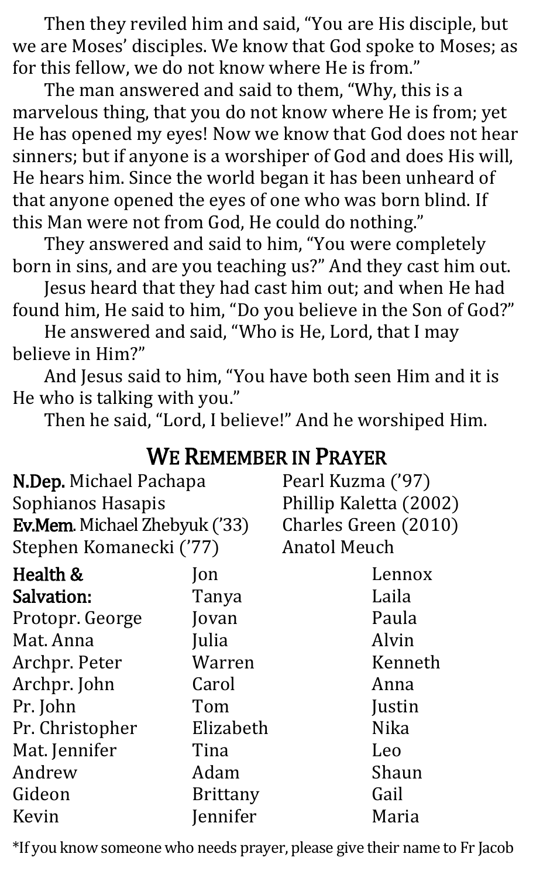Then they reviled him and said, "You are His disciple, but we are Moses' disciples. We know that God spoke to Moses; as for this fellow, we do not know where He is from."

The man answered and said to them, "Why, this is a marvelous thing, that you do not know where He is from; yet He has opened my eyes! Now we know that God does not hear sinners; but if anyone is a worshiper of God and does His will, He hears him. Since the world began it has been unheard of that anyone opened the eyes of one who was born blind. If this Man were not from God, He could do nothing."

They answered and said to him, "You were completely born in sins, and are you teaching us?" And they cast him out.

Jesus heard that they had cast him out; and when He had found him, He said to him, "Do you believe in the Son of God?"

He answered and said, "Who is He, Lord, that I may believe in Him?"

And Jesus said to him, "You have both seen Him and it is He who is talking with you."

Then he said, "Lord, I believe!" And he worshiped Him.

## We Remember in Prayer

**N.Dep.** Michael Pachapa
Sophianos Hasapis
**Ev.Mem.** Michael Zhebyuk ('33)
Stephen Komanecki ('77)
Pearl Kuzma ('97)
Phillip Kaletta (2002)
Charles Green (2010)
Anatol Meuch

**Health & Salvation:**
Protopr. George
Mat. Anna
Archpr. Peter
Archpr. John
Pr. John
Pr. Christopher
Mat. Jennifer
Andrew
Gideon
Kevin
Jon
Tanya
Jovan
Julia
Warren
Carol
Tom
Elizabeth
Tina
Adam
Brittany
Jennifer
Lennox
Laila
Paula
Alvin
Kenneth
Anna
Justin
Nika
Leo
Shaun
Gail
Maria

*If you know someone who needs prayer, please give their name to Fr Jacob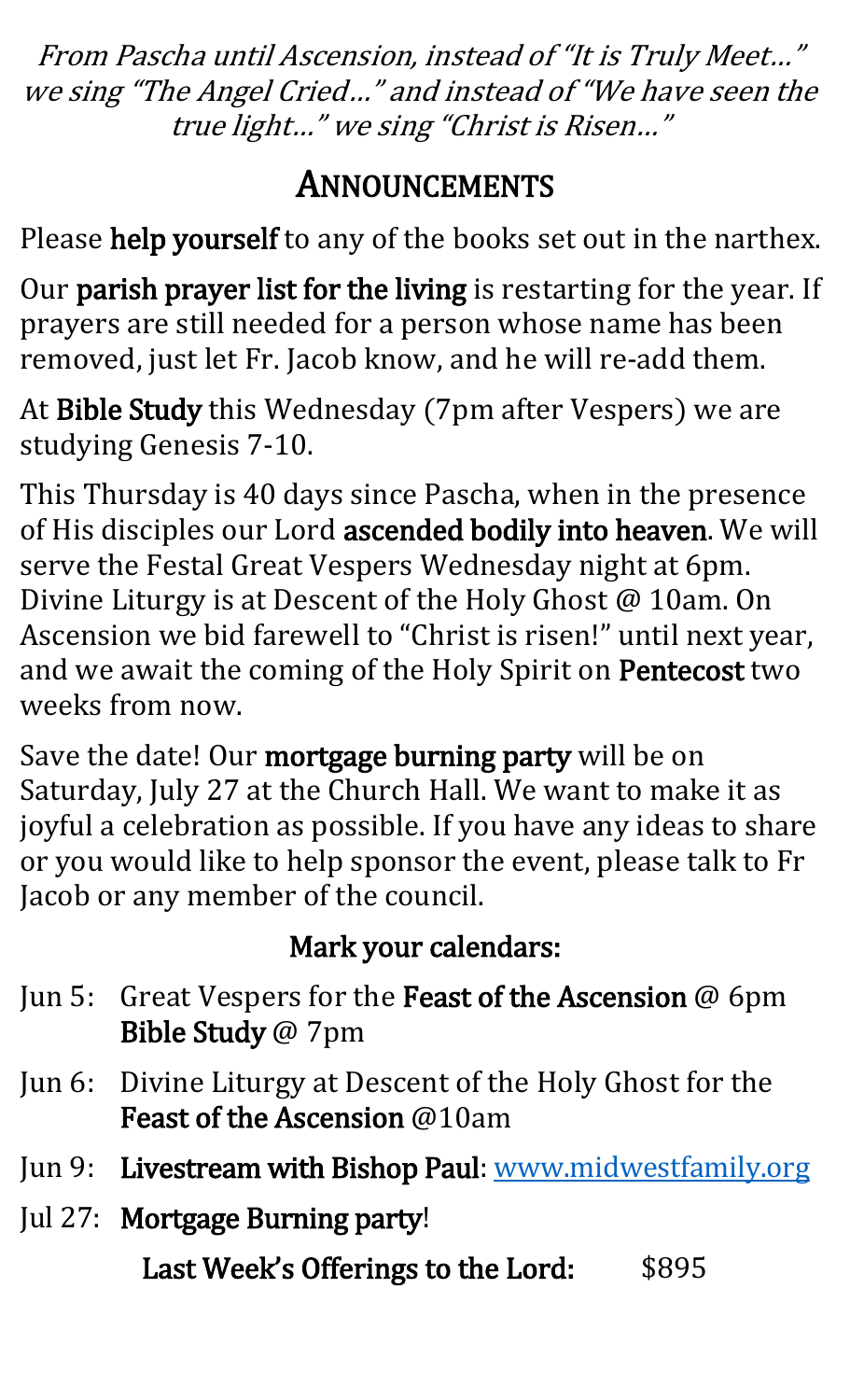*From Pascha until Ascension, instead of "It is Truly Meet…" we sing "The Angel Cried…" and instead of "We have seen the true light…" we sing "Christ is Risen…"*

## ANNOUNCEMENTS

Please **help yourself** to any of the books set out in the narthex.

Our **parish prayer list for the living** is restarting for the year. If prayers are still needed for a person whose name has been removed, just let Fr. Jacob know, and he will re-add them.

At **Bible Study** this Wednesday (7pm after Vespers) we are studying Genesis 7-10.

This Thursday is 40 days since Pascha, when in the presence of His disciples our Lord **ascended bodily into heaven**. We will serve the Festal Great Vespers Wednesday night at 6pm. Divine Liturgy is at Descent of the Holy Ghost @ 10am. On Ascension we bid farewell to "Christ is risen!" until next year, and we await the coming of the Holy Spirit on **Pentecost** two weeks from now.

Save the date! Our **mortgage burning party** will be on Saturday, July 27 at the Church Hall. We want to make it as joyful a celebration as possible. If you have any ideas to share or you would like to help sponsor the event, please talk to Fr Jacob or any member of the council.

### Mark your calendars:

- Jun 5: Great Vespers for the **Feast of the Ascension** @ 6pm **Bible Study** @ 7pm
- Jun 6: Divine Liturgy at Descent of the Holy Ghost for the **Feast of the Ascension** @10am
- Jun 9: **Livestream with Bishop Paul**: [www.midwestfamily.org](http://www.midwestfamily.org)
- Jul 27: **Mortgage Burning party**!

**Last Week's Offerings to the Lord:** $895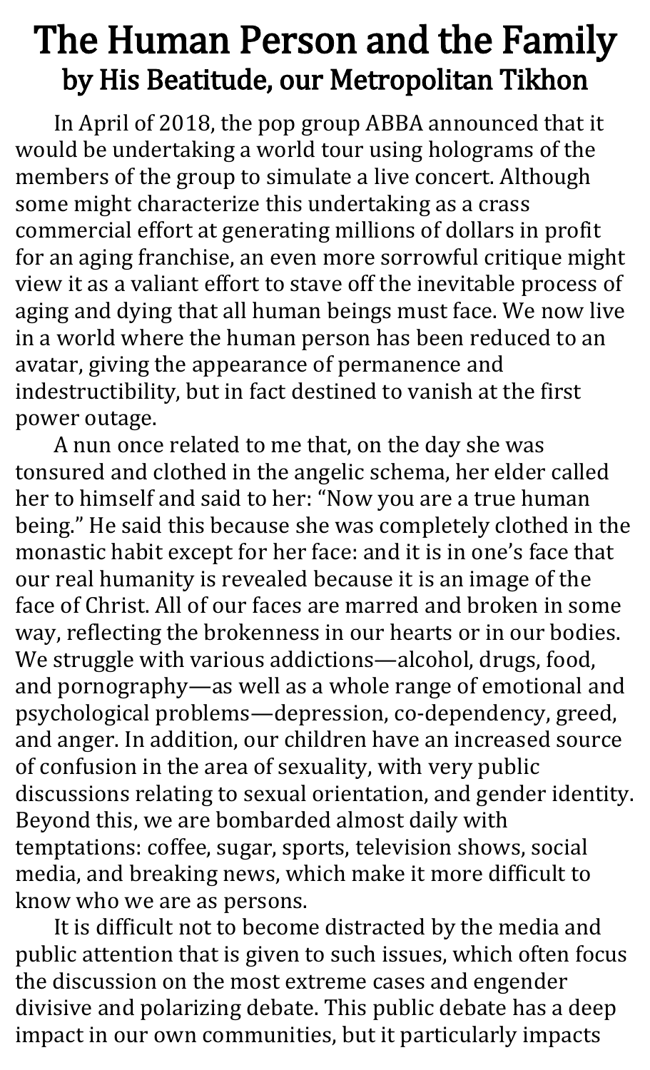# The Human Person and the Family
## by His Beatitude, our Metropolitan Tikhon

In April of 2018, the pop group ABBA announced that it would be undertaking a world tour using holograms of the members of the group to simulate a live concert. Although some might characterize this undertaking as a crass commercial effort at generating millions of dollars in profit for an aging franchise, an even more sorrowful critique might view it as a valiant effort to stave off the inevitable process of aging and dying that all human beings must face. We now live in a world where the human person has been reduced to an avatar, giving the appearance of permanence and indestructibility, but in fact destined to vanish at the first power outage.

A nun once related to me that, on the day she was tonsured and clothed in the angelic schema, her elder called her to himself and said to her: "Now you are a true human being." He said this because she was completely clothed in the monastic habit except for her face: and it is in one's face that our real humanity is revealed because it is an image of the face of Christ. All of our faces are marred and broken in some way, reflecting the brokenness in our hearts or in our bodies. We struggle with various addictions—alcohol, drugs, food, and pornography—as well as a whole range of emotional and psychological problems—depression, co-dependency, greed, and anger. In addition, our children have an increased source of confusion in the area of sexuality, with very public discussions relating to sexual orientation, and gender identity. Beyond this, we are bombarded almost daily with temptations: coffee, sugar, sports, television shows, social media, and breaking news, which make it more difficult to know who we are as persons.

It is difficult not to become distracted by the media and public attention that is given to such issues, which often focus the discussion on the most extreme cases and engender divisive and polarizing debate. This public debate has a deep impact in our own communities, but it particularly impacts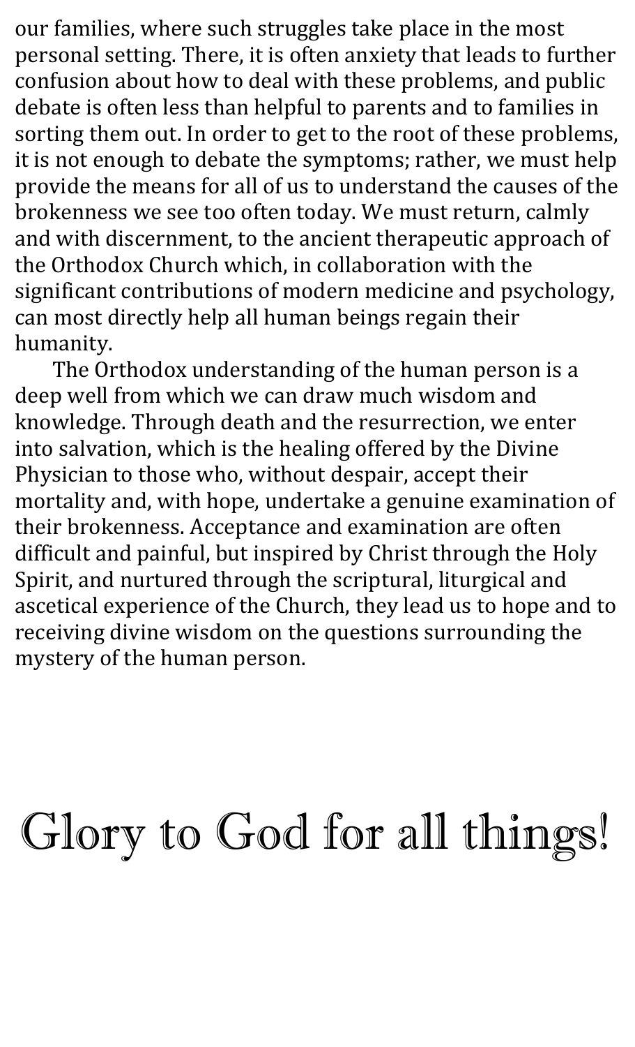our families, where such struggles take place in the most personal setting. There, it is often anxiety that leads to further confusion about how to deal with these problems, and public debate is often less than helpful to parents and to families in sorting them out. In order to get to the root of these problems, it is not enough to debate the symptoms; rather, we must help provide the means for all of us to understand the causes of the brokenness we see too often today. We must return, calmly and with discernment, to the ancient therapeutic approach of the Orthodox Church which, in collaboration with the significant contributions of modern medicine and psychology, can most directly help all human beings regain their humanity.

The Orthodox understanding of the human person is a deep well from which we can draw much wisdom and knowledge. Through death and the resurrection, we enter into salvation, which is the healing offered by the Divine Physician to those who, without despair, accept their mortality and, with hope, undertake a genuine examination of their brokenness. Acceptance and examination are often difficult and painful, but inspired by Christ through the Holy Spirit, and nurtured through the scriptural, liturgical and ascetical experience of the Church, they lead us to hope and to receiving divine wisdom on the questions surrounding the mystery of the human person.

# Glory to God for all things!